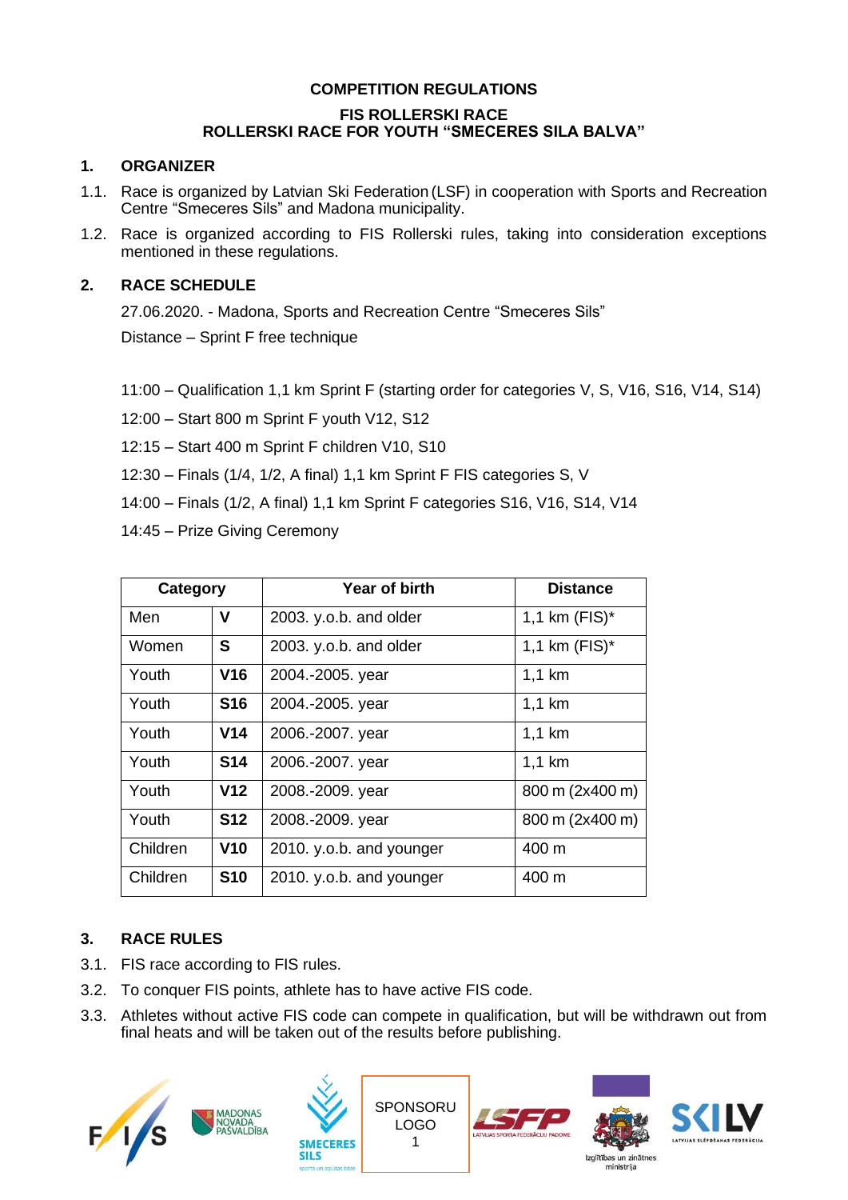# COMPETITION REGULATIONS

## FIS ROLLERSKI RACE
## ROLLERSKI RACE FOR YOUTH "SMECERES SILA BALVA"

## 1. ORGANIZER

1.1. Race is organized by Latvian Ski Federation (LSF) in cooperation with Sports and Recreation Centre "Smeceres Sils" and Madona municipality.

1.2. Race is organized according to FIS Rollerski rules, taking into consideration exceptions mentioned in these regulations.

## 2. RACE SCHEDULE

27.06.2020. - Madona, Sports and Recreation Centre "Smeceres Sils"

Distance – Sprint F free technique

11:00 – Qualification 1,1 km Sprint F (starting order for categories V, S, V16, S16, V14, S14)

12:00 – Start 800 m Sprint F youth V12, S12

12:15 – Start 400 m Sprint F children V10, S10

12:30 – Finals (1/4, 1/2, A final) 1,1 km Sprint F FIS categories S, V

14:00 – Finals (1/2, A final) 1,1 km Sprint F categories S16, V16, S14, V14

14:45 – Prize Giving Ceremony

| Category | | Year of birth | Distance |
|---|---|---|---|
| Men | **V** | 2003. y.o.b. and older | 1,1 km (FIS)* |
| Women | **S** | 2003. y.o.b. and older | 1,1 km (FIS)* |
| Youth | **V16** | 2004.-2005. year | 1,1 km |
| Youth | **S16** | 2004.-2005. year | 1,1 km |
| Youth | **V14** | 2006.-2007. year | 1,1 km |
| Youth | **S14** | 2006.-2007. year | 1,1 km |
| Youth | **V12** | 2008.-2009. year | 800 m (2x400 m) |
| Youth | **S12** | 2008.-2009. year | 800 m (2x400 m) |
| Children | **V10** | 2010. y.o.b. and younger | 400 m |
| Children | **S10** | 2010. y.o.b. and younger | 400 m |

## 3. RACE RULES

3.1. FIS race according to FIS rules.

3.2. To conquer FIS points, athlete has to have active FIS code.

3.3. Athletes without active FIS code can compete in qualification, but will be withdrawn out from final heats and will be taken out of the results before publishing.

SPONSORU LOGO 1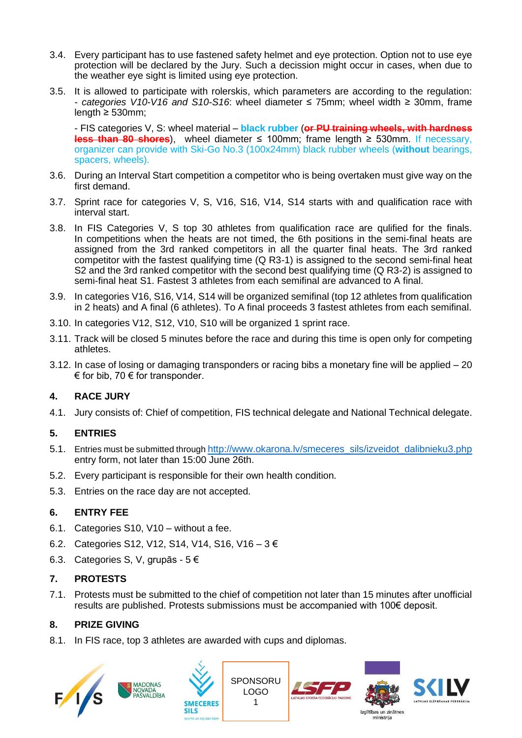3.4. Every participant has to use fastened safety helmet and eye protection. Option not to use eye protection will be declared by the Jury. Such a decission might occur in cases, when due to the weather eye sight is limited using eye protection.

3.5. It is allowed to participate with rolerskis, which parameters are according to the regulation: - *categories V10-V16 and S10-S16*: wheel diameter ≤ 75mm; wheel width ≥ 30mm, frame length ≥ 530mm;

- FIS categories V, S: wheel material – **black rubber** (~~**or PU training wheels, with hardness less than 80 shores**~~), wheel diameter ≤ 100mm; frame length ≥ 530mm. If necessary, organizer can provide with Ski-Go No.3 (100x24mm) black rubber wheels (**without** bearings, spacers, wheels).

3.6. During an Interval Start competition a competitor who is being overtaken must give way on the first demand.

3.7. Sprint race for categories V, S, V16, S16, V14, S14 starts with and qualification race with interval start.

3.8. In FIS Categories V, S top 30 athletes from qualification race are qulified for the finals. In competitions when the heats are not timed, the 6th positions in the semi-final heats are assigned from the 3rd ranked competitors in all the quarter final heats. The 3rd ranked competitor with the fastest qualifying time (Q R3-1) is assigned to the second semi-final heat S2 and the 3rd ranked competitor with the second best qualifying time (Q R3-2) is assigned to semi-final heat S1. Fastest 3 athletes from each semifinal are advanced to A final.

3.9. In categories V16, S16, V14, S14 will be organized semifinal (top 12 athletes from qualification in 2 heats) and A final (6 athletes). To A final proceeds 3 fastest athletes from each semifinal.

3.10. In categories V12, S12, V10, S10 will be organized 1 sprint race.

3.11. Track will be closed 5 minutes before the race and during this time is open only for competing athletes.

3.12. In case of losing or damaging transponders or racing bibs a monetary fine will be applied – 20 € for bib, 70 € for transponder.

## 4. RACE JURY

4.1. Jury consists of: Chief of competition, FIS technical delegate and National Technical delegate.

## 5. ENTRIES

5.1. Entries must be submitted through http://www.okarona.lv/smeceres_sils/izveidot_dalibnieku3.php entry form, not later than 15:00 June 26th.

5.2. Every participant is responsible for their own health condition.

5.3. Entries on the race day are not accepted.

## 6. ENTRY FEE

6.1. Categories S10, V10 – without a fee.

6.2. Categories S12, V12, S14, V14, S16, V16 – 3 €

6.3. Categories S, V, grupās - 5 €

## 7. PROTESTS

7.1. Protests must be submitted to the chief of competition not later than 15 minutes after unofficial results are published. Protests submissions must be accompanied with 100€ deposit.

## 8. PRIZE GIVING

8.1. In FIS race, top 3 athletes are awarded with cups and diplomas.

SPONSORU LOGO 1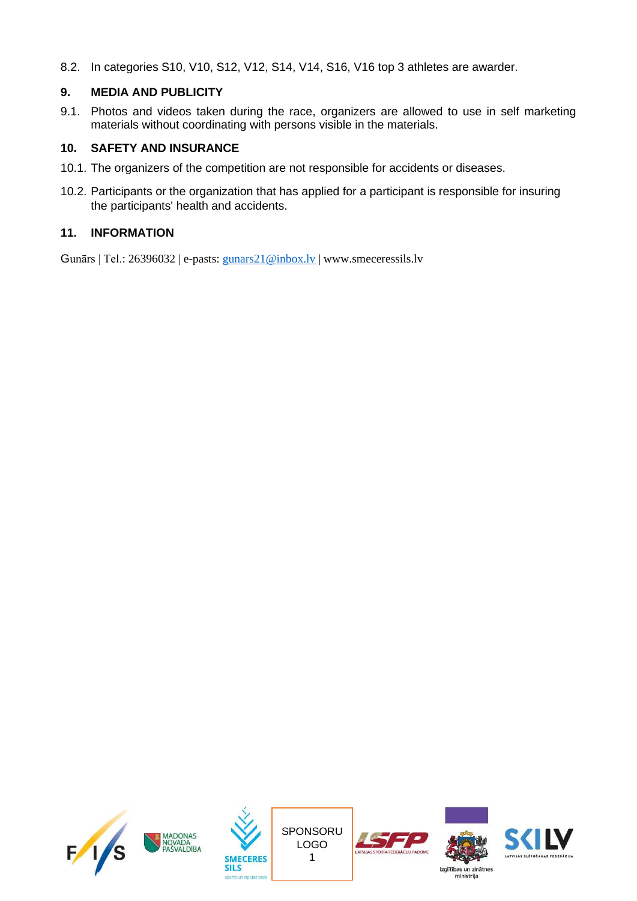8.2. In categories S10, V10, S12, V12, S14, V14, S16, V16 top 3 athletes are awarder.

## 9. MEDIA AND PUBLICITY

9.1. Photos and videos taken during the race, organizers are allowed to use in self marketing materials without coordinating with persons visible in the materials.

## 10. SAFETY AND INSURANCE

10.1. The organizers of the competition are not responsible for accidents or diseases.

10.2. Participants or the organization that has applied for a participant is responsible for insuring the participants' health and accidents.

## 11. INFORMATION

Gunārs | Tel.: 26396032 | e-pasts: gunars21@inbox.lv | www.smeceressils.lv

SPONSORU LOGO 1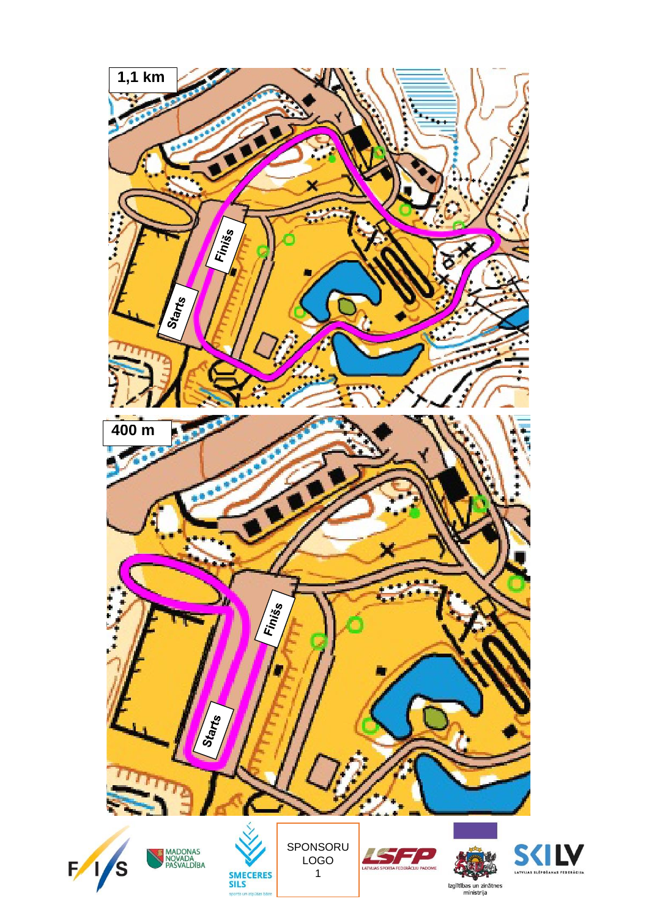1,1 km

Starts

Finišs

400 m

Starts

Finišs

SPONSORU LOGO 1